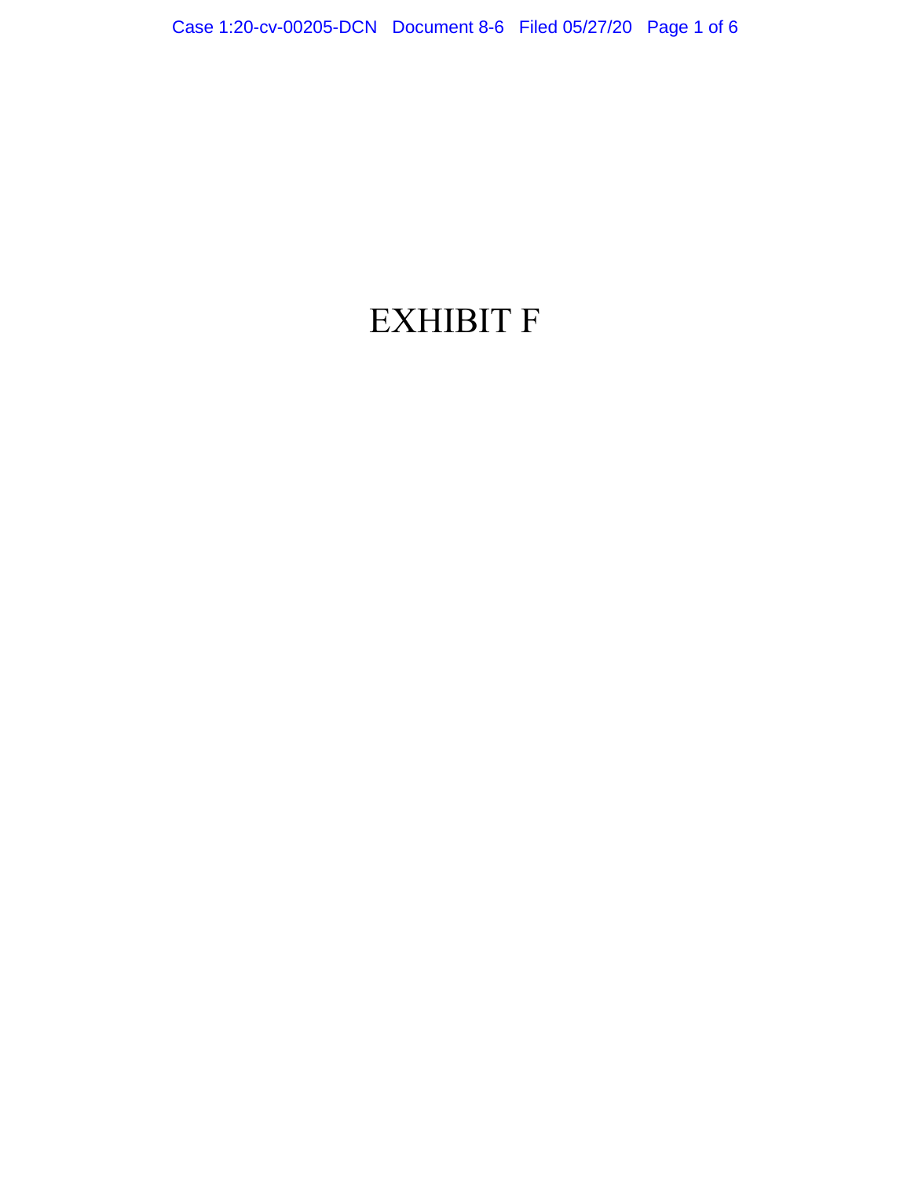# EXHIBIT F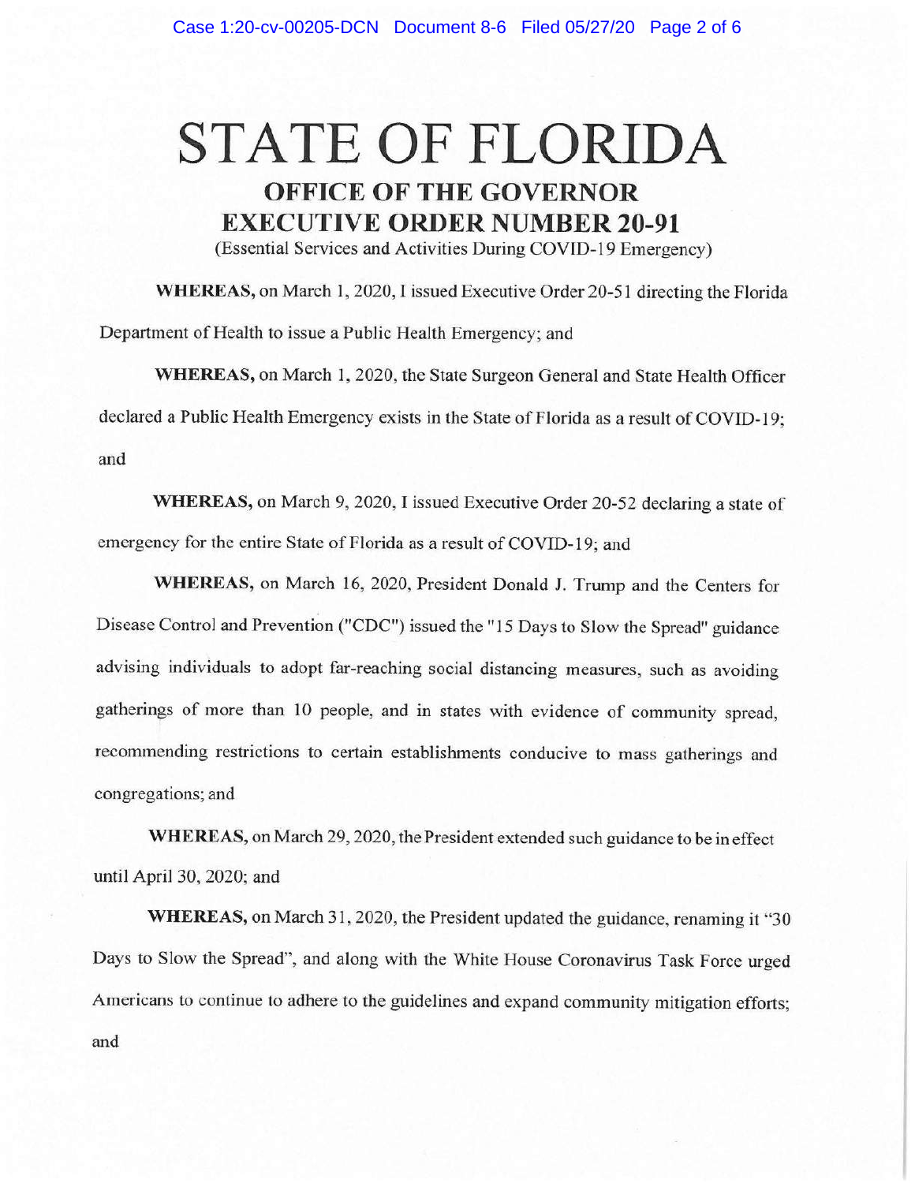# STATE OF FLORIDA

## OFFICE OF THE GOVERNOR

## EXECUTIVE ORDER NUMBER 20-91

(Essential Services and Activities During COVID-19 Emergency)

**WHEREAS,** on March 1, 2020, I issued Executive Order 20-51 directing the Florida Department of Health to issue a Public Health Emergency; and

**WHEREAS,** on March 1, 2020, the State Surgeon General and State Health Officer declared a Public Health Emergency exists in the State of Florida as a result of COVID-19; and

**WHEREAS,** on March 9, 2020, I issued Executive Order 20-52 declaring a state of emergency for the entire State of Florida as a result of COVID-19; and

**WHEREAS,** on March 16, 2020, President Donald J. Trump and the Centers for Disease Control and Prevention ("CDC") issued the "15 Days to Slow the Spread" guidance advising individuals to adopt far-reaching social distancing measures, such as avoiding gatherings of more than 10 people, and in states with evidence of community spread, recommending restrictions to certain establishments conducive to mass gatherings and congregations; and

**WHEREAS,** on March 29, 2020, the President extended such guidance to be in effect until April 30, 2020; and

**WHEREAS,** on March 31, 2020, the President updated the guidance, renaming it "30 Days to Slow the Spread", and along with the White House Coronavirus Task Force urged Americans to continue to adhere to the guidelines and expand community mitigation efforts; and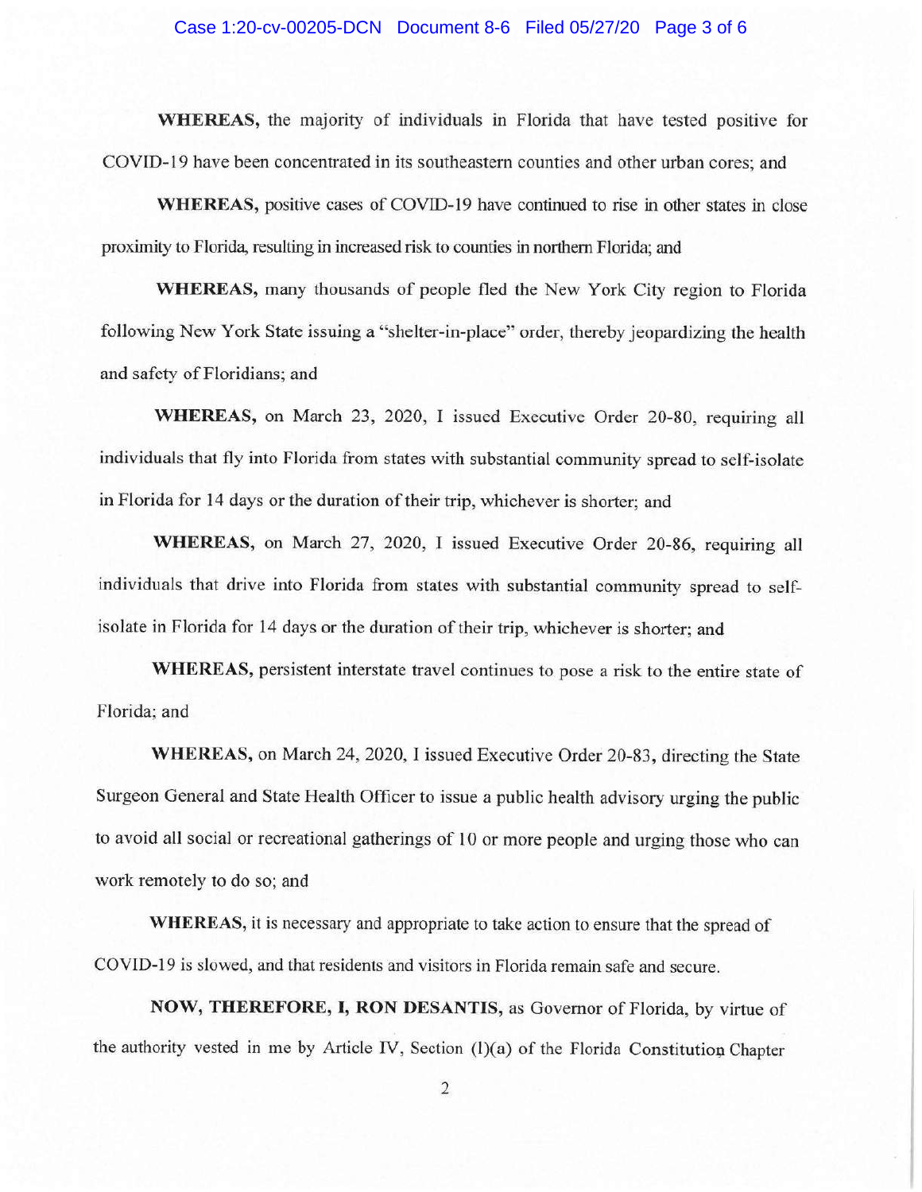**WHEREAS,** the majority of individuals in Florida that have tested positive for COVID-19 have been concentrated in its southeastern counties and other urban cores; and

**WHEREAS,** positive cases of COVID-19 have continued to rise in other states in close proximity to Florida, resulting in increased risk to counties in northern Florida; and

**WHEREAS,** many thousands of people fled the New York City region to Florida following New York State issuing a "shelter-in-place" order, thereby jeopardizing the health and safety of Floridians; and

**WHEREAS,** on March 23, 2020, I issued Executive Order 20-80, requiring all individuals that fly into Florida from states with substantial community spread to self-isolate in Florida for 14 days or the duration of their trip, whichever is shorter; and

**WHEREAS,** on March 27, 2020, I issued Executive Order 20-86, requiring all individuals that drive into Florida from states with substantial community spread to self-isolate in Florida for 14 days or the duration of their trip, whichever is shorter; and

**WHEREAS,** persistent interstate travel continues to pose a risk to the entire state of Florida; and

**WHEREAS,** on March 24, 2020, I issued Executive Order 20-83, directing the State Surgeon General and State Health Officer to issue a public health advisory urging the public to avoid all social or recreational gatherings of 10 or more people and urging those who can work remotely to do so; and

**WHEREAS,** it is necessary and appropriate to take action to ensure that the spread of COVID-19 is slowed, and that residents and visitors in Florida remain safe and secure.

**NOW, THEREFORE, I, RON DESANTIS,** as Governor of Florida, by virtue of the authority vested in me by Article IV, Section (1)(a) of the Florida Constitution Chapter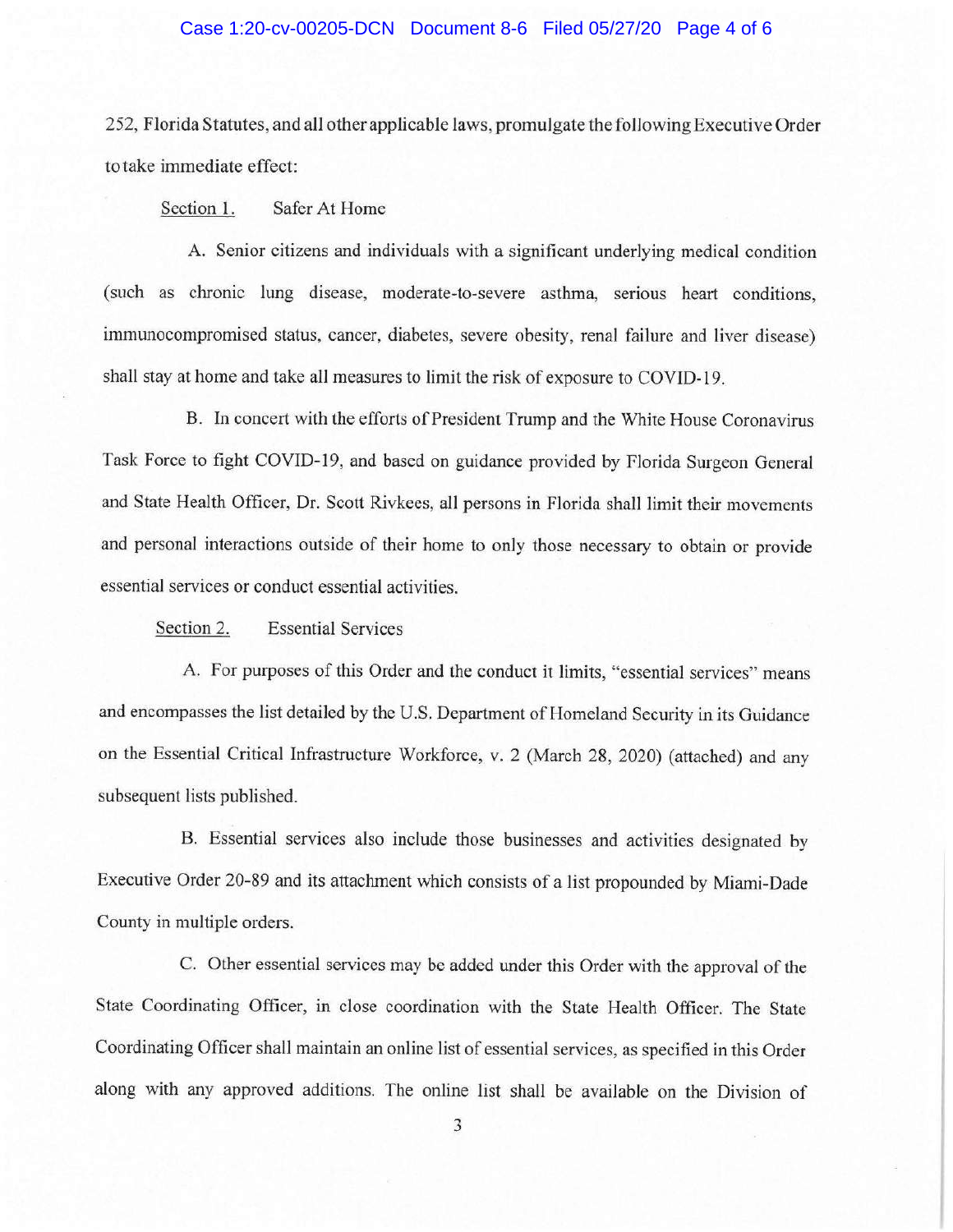252, Florida Statutes, and all other applicable laws, promulgate the following Executive Order to take immediate effect:

Section 1. Safer At Home

A. Senior citizens and individuals with a significant underlying medical condition (such as chronic lung disease, moderate-to-severe asthma, serious heart conditions, immunocompromised status, cancer, diabetes, severe obesity, renal failure and liver disease) shall stay at home and take all measures to limit the risk of exposure to COVID-19.

B. In concert with the efforts of President Trump and the White House Coronavirus Task Force to fight COVID-19, and based on guidance provided by Florida Surgeon General and State Health Officer, Dr. Scott Rivkees, all persons in Florida shall limit their movements and personal interactions outside of their home to only those necessary to obtain or provide essential services or conduct essential activities.

Section 2. Essential Services

A. For purposes of this Order and the conduct it limits, "essential services" means and encompasses the list detailed by the U.S. Department of Homeland Security in its Guidance on the Essential Critical Infrastructure Workforce, v. 2 (March 28, 2020) (attached) and any subsequent lists published.

B. Essential services also include those businesses and activities designated by Executive Order 20-89 and its attachment which consists of a list propounded by Miami-Dade County in multiple orders.

C. Other essential services may be added under this Order with the approval of the State Coordinating Officer, in close coordination with the State Health Officer. The State Coordinating Officer shall maintain an online list of essential services, as specified in this Order along with any approved additions. The online list shall be available on the Division of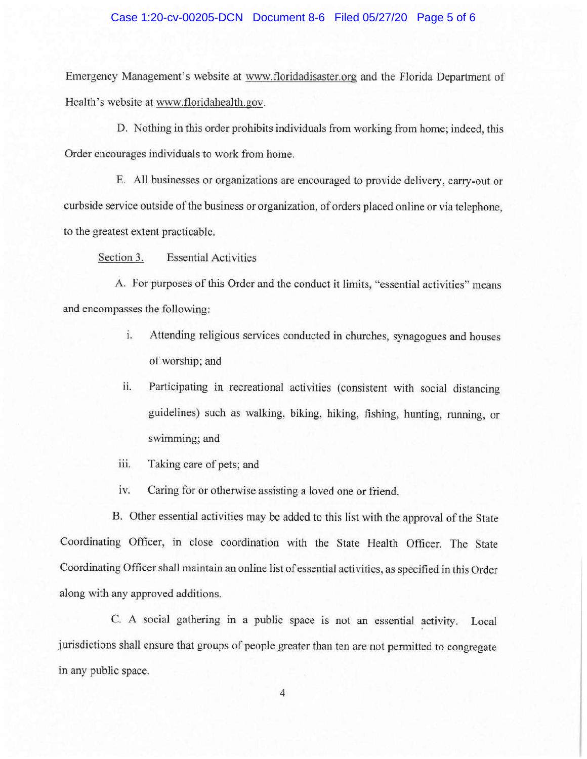Emergency Management's website at www.floridadisaster.org and the Florida Department of Health's website at www.floridahealth.gov.

D. Nothing in this order prohibits individuals from working from home; indeed, this Order encourages individuals to work from home.

E. All businesses or organizations are encouraged to provide delivery, carry-out or curbside service outside of the business or organization, of orders placed online or via telephone, to the greatest extent practicable.

Section 3. Essential Activities

A. For purposes of this Order and the conduct it limits, "essential activities" means and encompasses the following:

i. Attending religious services conducted in churches, synagogues and houses of worship; and

ii. Participating in recreational activities (consistent with social distancing guidelines) such as walking, biking, hiking, fishing, hunting, running, or swimming; and

iii. Taking care of pets; and

iv. Caring for or otherwise assisting a loved one or friend.

B. Other essential activities may be added to this list with the approval of the State Coordinating Officer, in close coordination with the State Health Officer. The State Coordinating Officer shall maintain an online list of essential activities, as specified in this Order along with any approved additions.

C. A social gathering in a public space is not an essential activity. Local jurisdictions shall ensure that groups of people greater than ten are not permitted to congregate in any public space.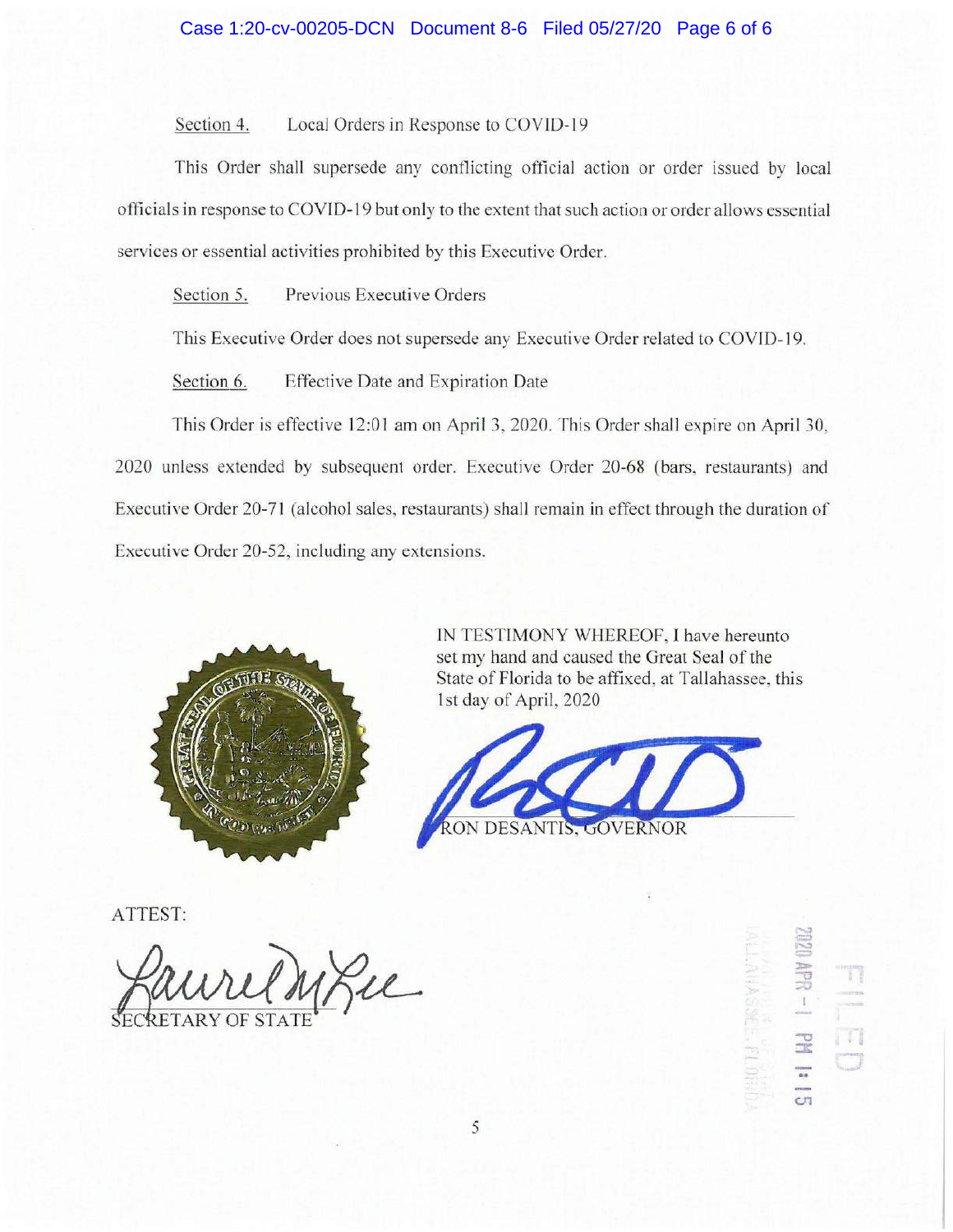Section 4. Local Orders in Response to COVID-19

This Order shall supersede any conflicting official action or order issued by local officials in response to COVID-19 but only to the extent that such action or order allows essential services or essential activities prohibited by this Executive Order.

Section 5. Previous Executive Orders

This Executive Order does not supersede any Executive Order related to COVID-19.

Section 6. Effective Date and Expiration Date

This Order is effective 12:01 am on April 3, 2020. This Order shall expire on April 30, 2020 unless extended by subsequent order. Executive Order 20-68 (bars, restaurants) and Executive Order 20-71 (alcohol sales, restaurants) shall remain in effect through the duration of Executive Order 20-52, including any extensions.

IN TESTIMONY WHEREOF, I have hereunto set my hand and caused the Great Seal of the State of Florida to be affixed, at Tallahassee, this 1st day of April, 2020

RON DESANTIS, GOVERNOR

ATTEST:

SECRETARY OF STATE

FILED

2020 APR -1 PM 1:15

TALLAHASSEE, FLORIDA